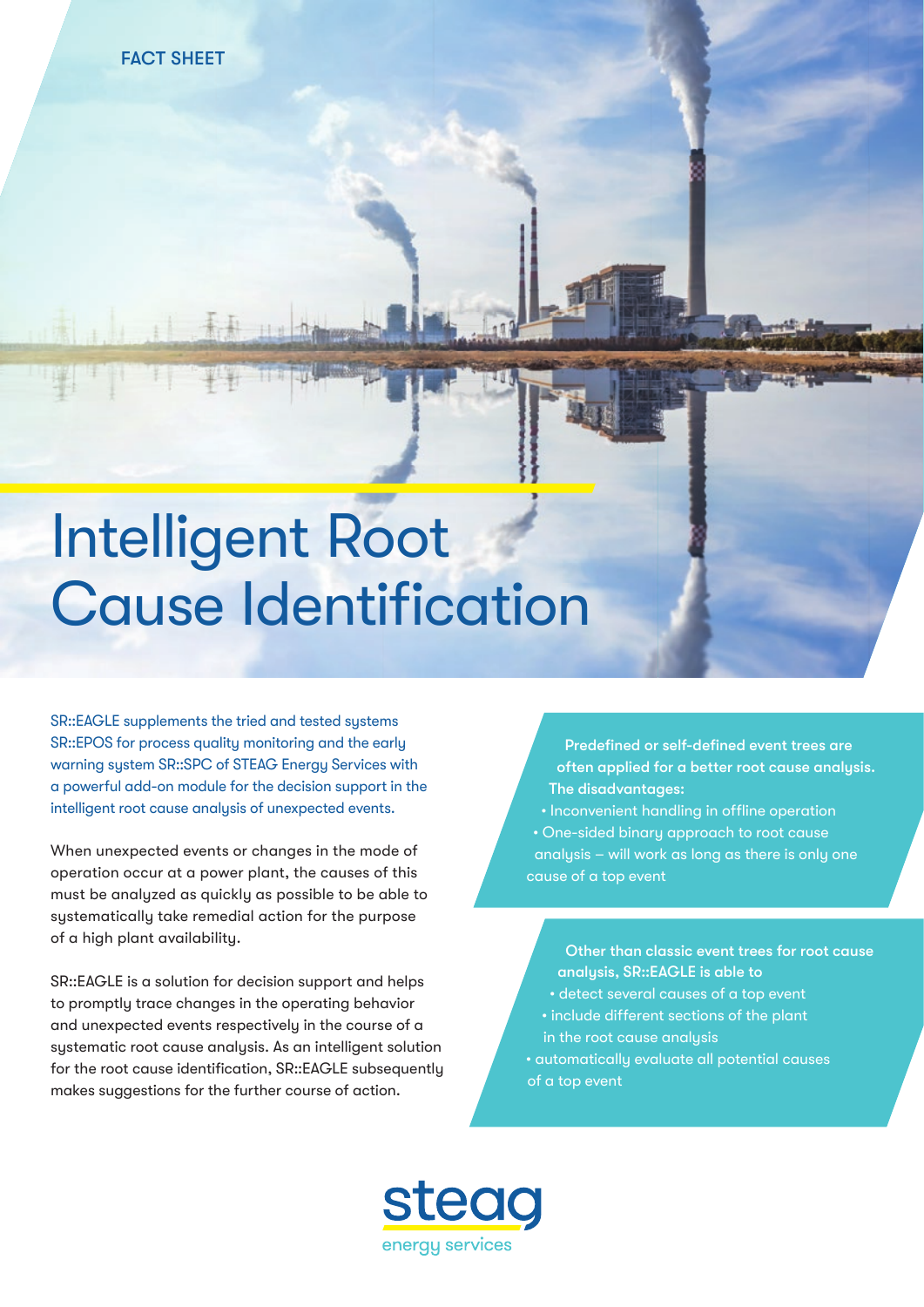FACT SHEET

# Intelligent Root Cause Identification

SR::EAGLE supplements the tried and tested systems SR::EPOS for process quality monitoring and the early warning system SR::SPC of STEAG Energy Services with a powerful add-on module for the decision support in the intelligent root cause analysis of unexpected events.

When unexpected events or changes in the mode of operation occur at a power plant, the causes of this must be analyzed as quickly as possible to be able to systematically take remedial action for the purpose of a high plant availability.

SR::EAGLE is a solution for decision support and helps to promptly trace changes in the operating behavior and unexpected events respectively in the course of a systematic root cause analysis. As an intelligent solution for the root cause identification, SR::EAGLE subsequently makes suggestions for the further course of action.

**Predefined or self-defined event trees are often applied for a better root cause analysis. The disadvantages:**

- Inconvenient handling in offline operation
- One-sided binary approach to root cause analysis – will work as long as there is only one cause of a top event

**Other than classic event trees for root cause analysis, SR::EAGLE is able to**

- detect several causes of a top event
- include different sections of the plant in the root cause analysis
- automatically evaluate all potential causes of a top event

steag
energy services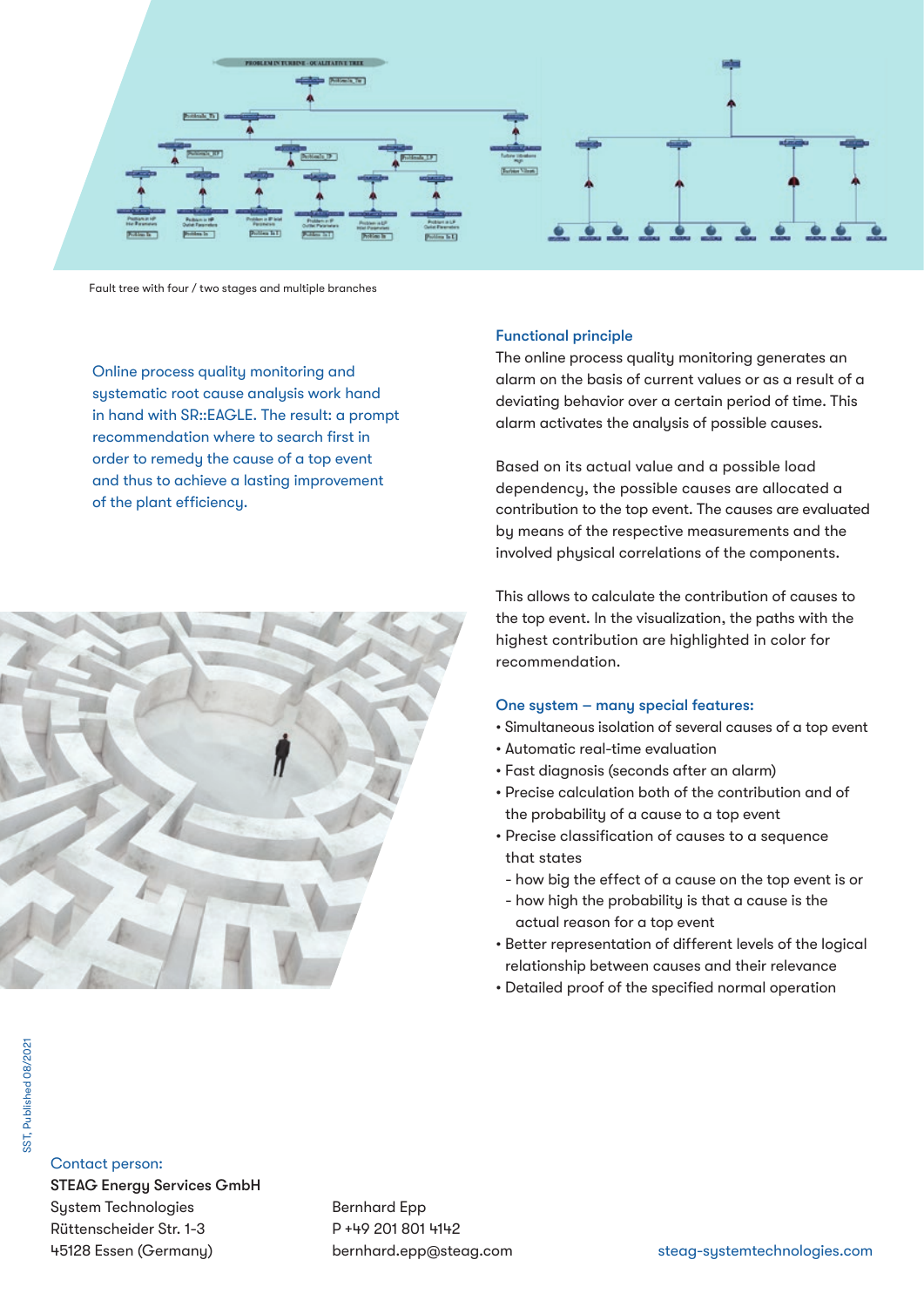Fault tree with four / two stages and multiple branches

Online process quality monitoring and systematic root cause analysis work hand in hand with SR::EAGLE. The result: a prompt recommendation where to search first in order to remedy the cause of a top event and thus to achieve a lasting improvement of the plant efficiency.

## Functional principle

The online process quality monitoring generates an alarm on the basis of current values or as a result of a deviating behavior over a certain period of time. This alarm activates the analysis of possible causes.

Based on its actual value and a possible load dependency, the possible causes are allocated a contribution to the top event. The causes are evaluated by means of the respective measurements and the involved physical correlations of the components.

This allows to calculate the contribution of causes to the top event. In the visualization, the paths with the highest contribution are highlighted in color for recommendation.

## One system – many special features:

- Simultaneous isolation of several causes of a top event
- Automatic real-time evaluation
- Fast diagnosis (seconds after an alarm)
- Precise calculation both of the contribution and of the probability of a cause to a top event
- Precise classification of causes to a sequence that states
  - how big the effect of a cause on the top event is or
  - how high the probability is that a cause is the actual reason for a top event
- Better representation of different levels of the logical relationship between causes and their relevance
- Detailed proof of the specified normal operation

SST, Published 08/2021

Contact person:

**STEAG Energy Services GmbH**
System Technologies
Rüttenscheider Str. 1-3
45128 Essen (Germany)

Bernhard Epp
P +49 201 801 4142
bernhard.epp@steag.com

steag-systemtechnologies.com